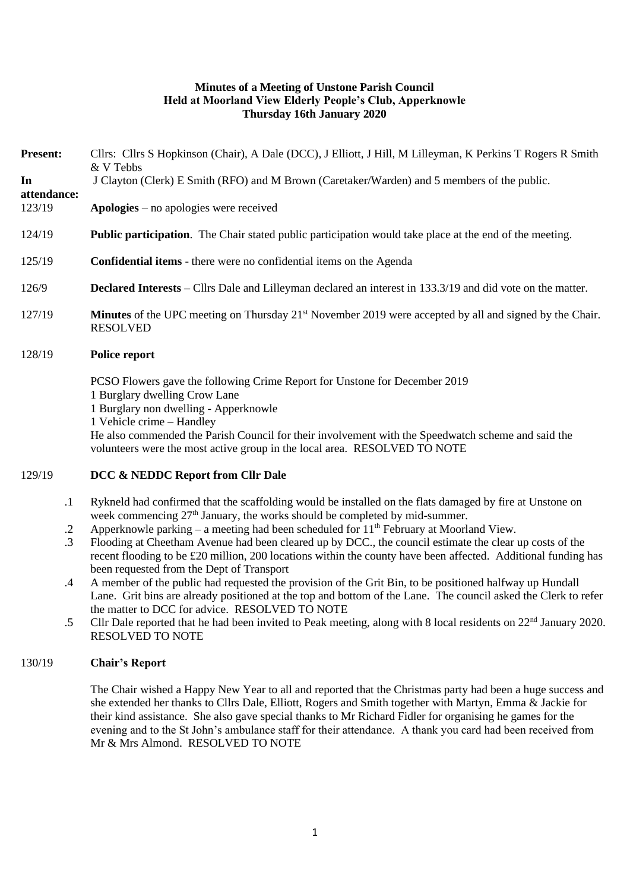**Minutes of a Meeting of Unstone Parish Council**
**Held at Moorland View Elderly People's Club, Apperknowle**
**Thursday 16th January 2020**

**Present:** Cllrs: Cllrs S Hopkinson (Chair), A Dale (DCC), J Elliott, J Hill, M Lilleyman, K Perkins T Rogers R Smith & V Tebbs

**In attendance:** J Clayton (Clerk) E Smith (RFO) and M Brown (Caretaker/Warden) and 5 members of the public.

123/19 **Apologies** – no apologies were received

124/19 **Public participation**. The Chair stated public participation would take place at the end of the meeting.

125/19 **Confidential items** - there were no confidential items on the Agenda

126/9 **Declared Interests –** Cllrs Dale and Lilleyman declared an interest in 133.3/19 and did vote on the matter.

127/19 **Minutes** of the UPC meeting on Thursday 21st November 2019 were accepted by all and signed by the Chair. RESOLVED

128/19 **Police report**

PCSO Flowers gave the following Crime Report for Unstone for December 2019
1 Burglary dwelling Crow Lane
1 Burglary non dwelling - Apperknowle
1 Vehicle crime – Handley
He also commended the Parish Council for their involvement with the Speedwatch scheme and said the volunteers were the most active group in the local area. RESOLVED TO NOTE

129/19 **DCC & NEDDC Report from Cllr Dale**

.1 Rykneld had confirmed that the scaffolding would be installed on the flats damaged by fire at Unstone on week commencing 27th January, the works should be completed by mid-summer.

.2 Apperknowle parking – a meeting had been scheduled for 11th February at Moorland View.

.3 Flooding at Cheetham Avenue had been cleared up by DCC., the council estimate the clear up costs of the recent flooding to be £20 million, 200 locations within the county have been affected. Additional funding has been requested from the Dept of Transport

.4 A member of the public had requested the provision of the Grit Bin, to be positioned halfway up Hundall Lane. Grit bins are already positioned at the top and bottom of the Lane. The council asked the Clerk to refer the matter to DCC for advice. RESOLVED TO NOTE

.5 Cllr Dale reported that he had been invited to Peak meeting, along with 8 local residents on 22nd January 2020. RESOLVED TO NOTE

130/19 **Chair's Report**

The Chair wished a Happy New Year to all and reported that the Christmas party had been a huge success and she extended her thanks to Cllrs Dale, Elliott, Rogers and Smith together with Martyn, Emma & Jackie for their kind assistance. She also gave special thanks to Mr Richard Fidler for organising he games for the evening and to the St John's ambulance staff for their attendance. A thank you card had been received from Mr & Mrs Almond. RESOLVED TO NOTE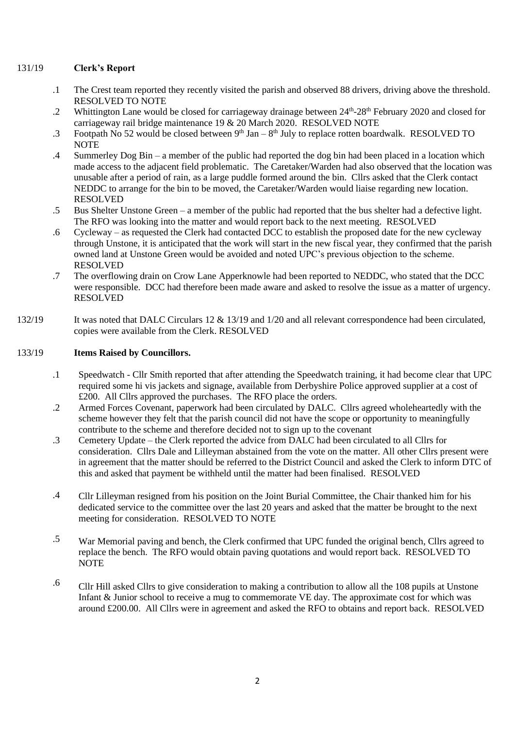131/19 **Clerk's Report**

.1 The Crest team reported they recently visited the parish and observed 88 drivers, driving above the threshold. RESOLVED TO NOTE

.2 Whittington Lane would be closed for carriageway drainage between 24th-28th February 2020 and closed for carriageway rail bridge maintenance 19 & 20 March 2020. RESOLVED NOTE

.3 Footpath No 52 would be closed between 9th Jan – 8th July to replace rotten boardwalk. RESOLVED TO NOTE

.4 Summerley Dog Bin – a member of the public had reported the dog bin had been placed in a location which made access to the adjacent field problematic. The Caretaker/Warden had also observed that the location was unusable after a period of rain, as a large puddle formed around the bin. Cllrs asked that the Clerk contact NEDDC to arrange for the bin to be moved, the Caretaker/Warden would liaise regarding new location. RESOLVED

.5 Bus Shelter Unstone Green – a member of the public had reported that the bus shelter had a defective light. The RFO was looking into the matter and would report back to the next meeting. RESOLVED

.6 Cycleway – as requested the Clerk had contacted DCC to establish the proposed date for the new cycleway through Unstone, it is anticipated that the work will start in the new fiscal year, they confirmed that the parish owned land at Unstone Green would be avoided and noted UPC's previous objection to the scheme. RESOLVED

.7 The overflowing drain on Crow Lane Apperknowle had been reported to NEDDC, who stated that the DCC were responsible. DCC had therefore been made aware and asked to resolve the issue as a matter of urgency. RESOLVED

132/19 It was noted that DALC Circulars 12 & 13/19 and 1/20 and all relevant correspondence had been circulated, copies were available from the Clerk. RESOLVED

133/19 **Items Raised by Councillors.**

.1 Speedwatch - Cllr Smith reported that after attending the Speedwatch training, it had become clear that UPC required some hi vis jackets and signage, available from Derbyshire Police approved supplier at a cost of £200. All Cllrs approved the purchases. The RFO place the orders.

.2 Armed Forces Covenant, paperwork had been circulated by DALC. Cllrs agreed wholeheartedly with the scheme however they felt that the parish council did not have the scope or opportunity to meaningfully contribute to the scheme and therefore decided not to sign up to the covenant

.3 Cemetery Update – the Clerk reported the advice from DALC had been circulated to all Cllrs for consideration. Cllrs Dale and Lilleyman abstained from the vote on the matter. All other Cllrs present were in agreement that the matter should be referred to the District Council and asked the Clerk to inform DTC of this and asked that payment be withheld until the matter had been finalised. RESOLVED

.4 Cllr Lilleyman resigned from his position on the Joint Burial Committee, the Chair thanked him for his dedicated service to the committee over the last 20 years and asked that the matter be brought to the next meeting for consideration. RESOLVED TO NOTE

.5 War Memorial paving and bench, the Clerk confirmed that UPC funded the original bench, Cllrs agreed to replace the bench. The RFO would obtain paving quotations and would report back. RESOLVED TO NOTE

.6 Cllr Hill asked Cllrs to give consideration to making a contribution to allow all the 108 pupils at Unstone Infant & Junior school to receive a mug to commemorate VE day. The approximate cost for which was around £200.00. All Cllrs were in agreement and asked the RFO to obtains and report back. RESOLVED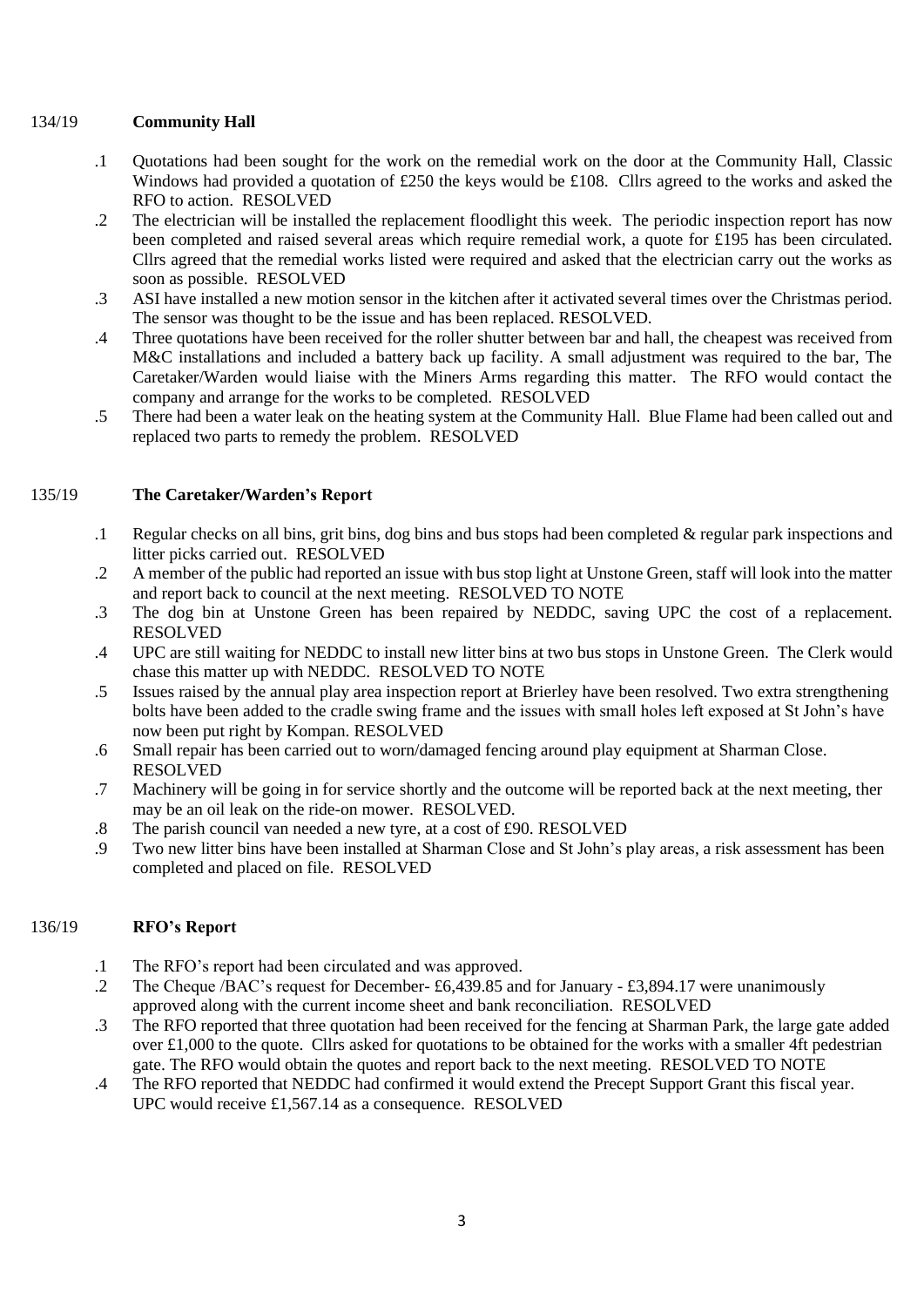**134/19 Community Hall**

.1 Quotations had been sought for the work on the remedial work on the door at the Community Hall, Classic Windows had provided a quotation of £250 the keys would be £108. Cllrs agreed to the works and asked the RFO to action. RESOLVED

.2 The electrician will be installed the replacement floodlight this week. The periodic inspection report has now been completed and raised several areas which require remedial work, a quote for £195 has been circulated. Cllrs agreed that the remedial works listed were required and asked that the electrician carry out the works as soon as possible. RESOLVED

.3 ASI have installed a new motion sensor in the kitchen after it activated several times over the Christmas period. The sensor was thought to be the issue and has been replaced. RESOLVED.

.4 Three quotations have been received for the roller shutter between bar and hall, the cheapest was received from M&C installations and included a battery back up facility. A small adjustment was required to the bar, The Caretaker/Warden would liaise with the Miners Arms regarding this matter. The RFO would contact the company and arrange for the works to be completed. RESOLVED

.5 There had been a water leak on the heating system at the Community Hall. Blue Flame had been called out and replaced two parts to remedy the problem. RESOLVED

**135/19 The Caretaker/Warden's Report**

.1 Regular checks on all bins, grit bins, dog bins and bus stops had been completed & regular park inspections and litter picks carried out. RESOLVED

.2 A member of the public had reported an issue with bus stop light at Unstone Green, staff will look into the matter and report back to council at the next meeting. RESOLVED TO NOTE

.3 The dog bin at Unstone Green has been repaired by NEDDC, saving UPC the cost of a replacement. RESOLVED

.4 UPC are still waiting for NEDDC to install new litter bins at two bus stops in Unstone Green. The Clerk would chase this matter up with NEDDC. RESOLVED TO NOTE

.5 Issues raised by the annual play area inspection report at Brierley have been resolved. Two extra strengthening bolts have been added to the cradle swing frame and the issues with small holes left exposed at St John's have now been put right by Kompan. RESOLVED

.6 Small repair has been carried out to worn/damaged fencing around play equipment at Sharman Close. RESOLVED

.7 Machinery will be going in for service shortly and the outcome will be reported back at the next meeting, ther may be an oil leak on the ride-on mower. RESOLVED.

.8 The parish council van needed a new tyre, at a cost of £90. RESOLVED

.9 Two new litter bins have been installed at Sharman Close and St John's play areas, a risk assessment has been completed and placed on file. RESOLVED

**136/19 RFO's Report**

.1 The RFO's report had been circulated and was approved.

.2 The Cheque /BAC's request for December- £6,439.85 and for January - £3,894.17 were unanimously approved along with the current income sheet and bank reconciliation. RESOLVED

.3 The RFO reported that three quotation had been received for the fencing at Sharman Park, the large gate added over £1,000 to the quote. Cllrs asked for quotations to be obtained for the works with a smaller 4ft pedestrian gate. The RFO would obtain the quotes and report back to the next meeting. RESOLVED TO NOTE

.4 The RFO reported that NEDDC had confirmed it would extend the Precept Support Grant this fiscal year. UPC would receive £1,567.14 as a consequence. RESOLVED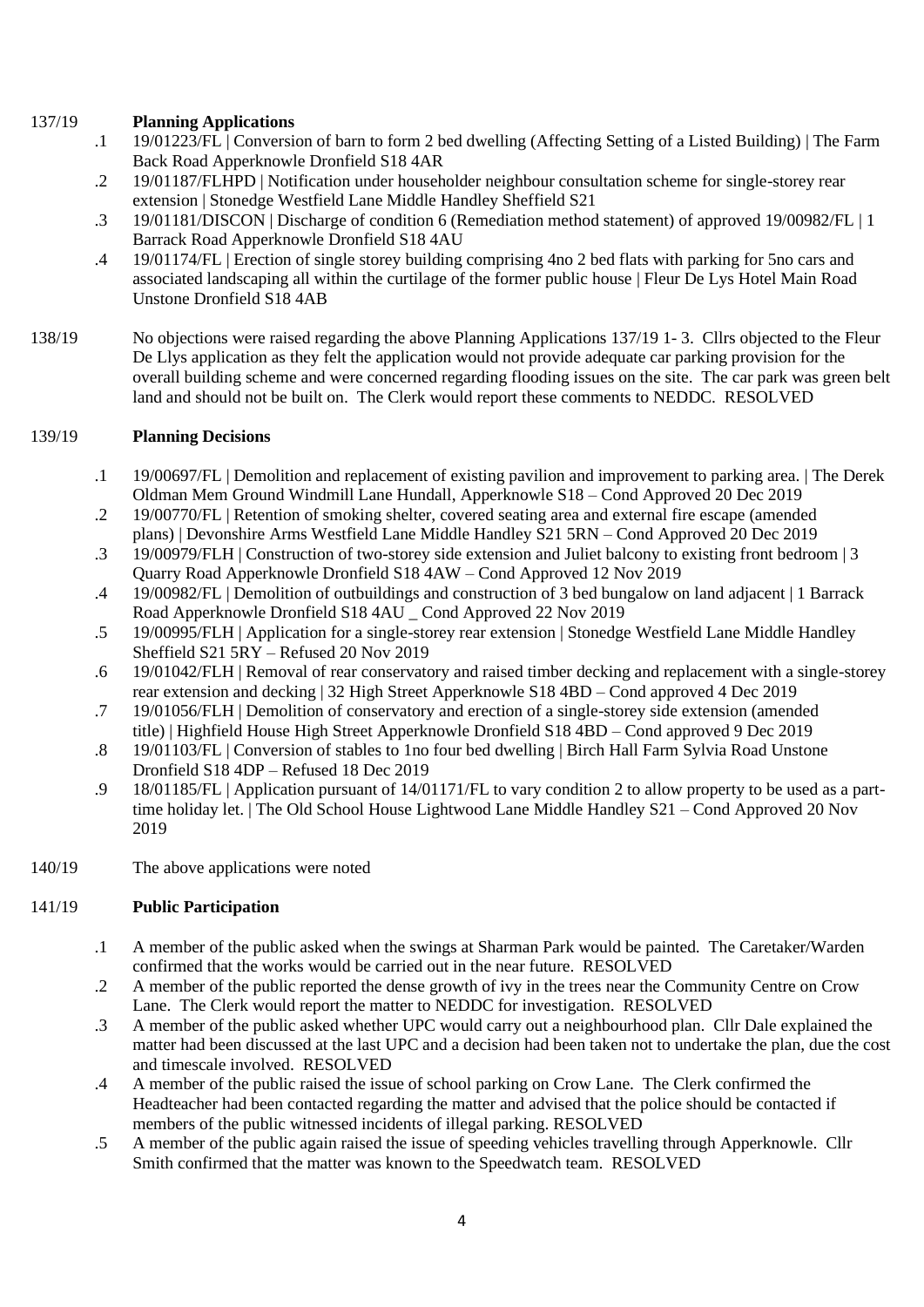137/19 **Planning Applications**

- .1 19/01223/FL | Conversion of barn to form 2 bed dwelling (Affecting Setting of a Listed Building) | The Farm Back Road Apperknowle Dronfield S18 4AR
- .2 19/01187/FLHPD | Notification under householder neighbour consultation scheme for single-storey rear extension | Stonedge Westfield Lane Middle Handley Sheffield S21
- .3 19/01181/DISCON | Discharge of condition 6 (Remediation method statement) of approved 19/00982/FL | 1 Barrack Road Apperknowle Dronfield S18 4AU
- .4 19/01174/FL | Erection of single storey building comprising 4no 2 bed flats with parking for 5no cars and associated landscaping all within the curtilage of the former public house | Fleur De Lys Hotel Main Road Unstone Dronfield S18 4AB

138/19 No objections were raised regarding the above Planning Applications 137/19 1- 3. Cllrs objected to the Fleur De Llys application as they felt the application would not provide adequate car parking provision for the overall building scheme and were concerned regarding flooding issues on the site. The car park was green belt land and should not be built on. The Clerk would report these comments to NEDDC. RESOLVED

139/19 **Planning Decisions**

- .1 19/00697/FL | Demolition and replacement of existing pavilion and improvement to parking area. | The Derek Oldman Mem Ground Windmill Lane Hundall, Apperknowle S18 – Cond Approved 20 Dec 2019
- .2 19/00770/FL | Retention of smoking shelter, covered seating area and external fire escape (amended plans) | Devonshire Arms Westfield Lane Middle Handley S21 5RN – Cond Approved 20 Dec 2019
- .3 19/00979/FLH | Construction of two-storey side extension and Juliet balcony to existing front bedroom | 3 Quarry Road Apperknowle Dronfield S18 4AW – Cond Approved 12 Nov 2019
- .4 19/00982/FL | Demolition of outbuildings and construction of 3 bed bungalow on land adjacent | 1 Barrack Road Apperknowle Dronfield S18 4AU _ Cond Approved 22 Nov 2019
- .5 19/00995/FLH | Application for a single-storey rear extension | Stonedge Westfield Lane Middle Handley Sheffield S21 5RY – Refused 20 Nov 2019
- .6 19/01042/FLH | Removal of rear conservatory and raised timber decking and replacement with a single-storey rear extension and decking | 32 High Street Apperknowle S18 4BD – Cond approved 4 Dec 2019
- .7 19/01056/FLH | Demolition of conservatory and erection of a single-storey side extension (amended title) | Highfield House High Street Apperknowle Dronfield S18 4BD – Cond approved 9 Dec 2019
- .8 19/01103/FL | Conversion of stables to 1no four bed dwelling | Birch Hall Farm Sylvia Road Unstone Dronfield S18 4DP – Refused 18 Dec 2019
- .9 18/01185/FL | Application pursuant of 14/01171/FL to vary condition 2 to allow property to be used as a part-time holiday let. | The Old School House Lightwood Lane Middle Handley S21 – Cond Approved 20 Nov 2019

140/19 The above applications were noted

141/19 **Public Participation**

- .1 A member of the public asked when the swings at Sharman Park would be painted. The Caretaker/Warden confirmed that the works would be carried out in the near future. RESOLVED
- .2 A member of the public reported the dense growth of ivy in the trees near the Community Centre on Crow Lane. The Clerk would report the matter to NEDDC for investigation. RESOLVED
- .3 A member of the public asked whether UPC would carry out a neighbourhood plan. Cllr Dale explained the matter had been discussed at the last UPC and a decision had been taken not to undertake the plan, due the cost and timescale involved. RESOLVED
- .4 A member of the public raised the issue of school parking on Crow Lane. The Clerk confirmed the Headteacher had been contacted regarding the matter and advised that the police should be contacted if members of the public witnessed incidents of illegal parking. RESOLVED
- .5 A member of the public again raised the issue of speeding vehicles travelling through Apperknowle. Cllr Smith confirmed that the matter was known to the Speedwatch team. RESOLVED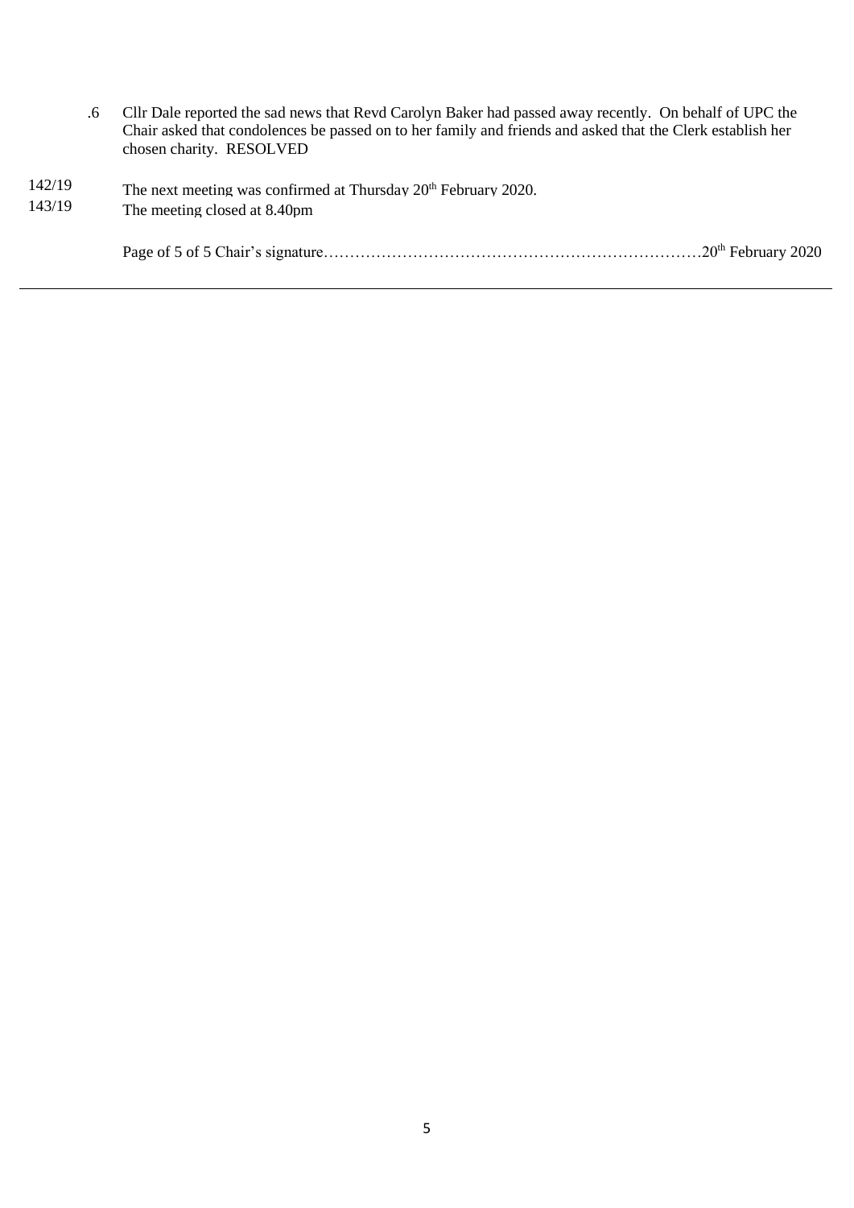.6 Cllr Dale reported the sad news that Revd Carolyn Baker had passed away recently. On behalf of UPC the Chair asked that condolences be passed on to her family and friends and asked that the Clerk establish her chosen charity. RESOLVED

142/19 The next meeting was confirmed at Thursday 20th February 2020.

143/19 The meeting closed at 8.40pm

Page of 5 of 5 Chair's signature……………………………………………………………………20th February 2020